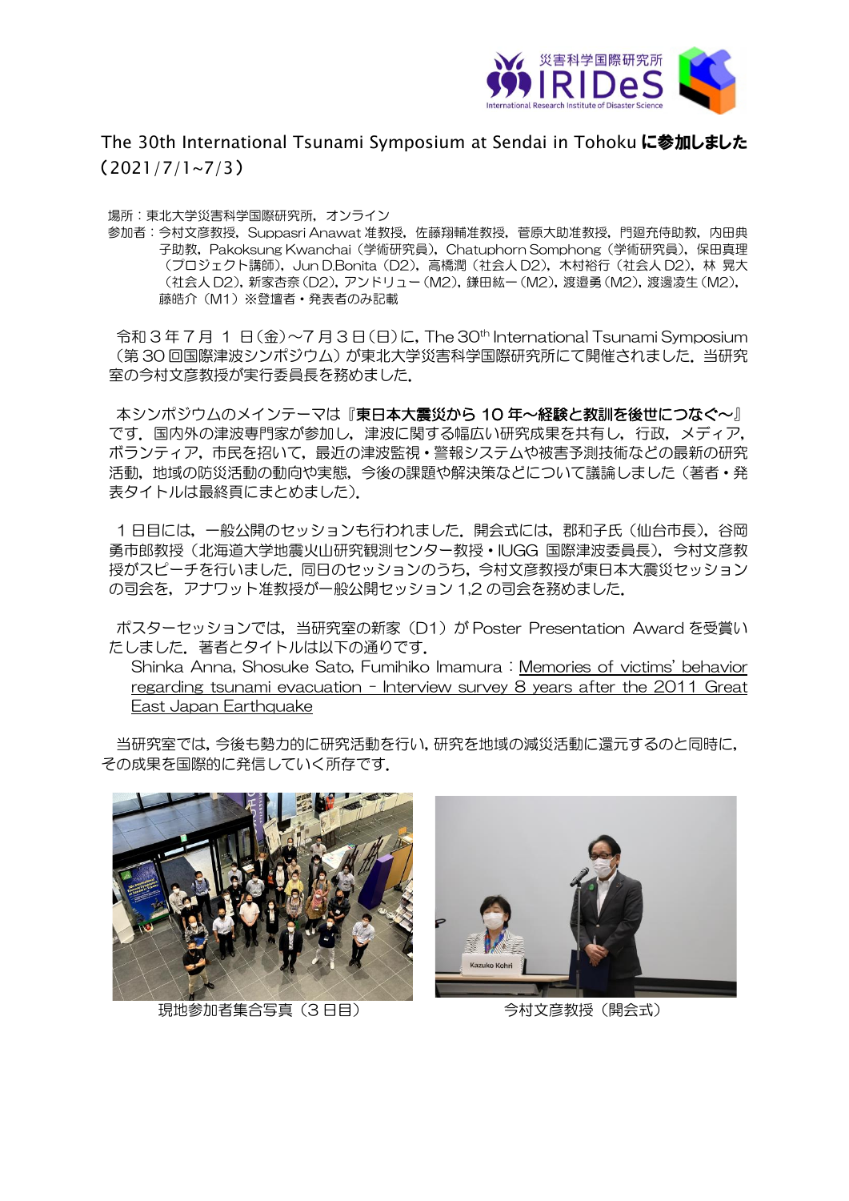# The 30th International Tsunami Symposium at Sendai in Tohoku **に参加しました**（2021/7/1~7/3）

場所：東北大学災害科学国際研究所，オンライン
参加者：今村文彦教授，Suppasri Anawat 准教授，佐藤翔輔准教授，菅原大助准教授，門廻充侍助教，内田典子助教，Pakoksung Kwanchai（学術研究員），Chatuphorn Somphong（学術研究員），保田真理（プロジェクト講師），Jun D.Bonita（D2），高橋潤（社会人 D2），木村裕行（社会人 D2），林 晃大（社会人 D2），新家杏奈（D2），アンドリュー（M2），鎌田紘一（M2），渡邉勇（M2），渡邊凌生（M2），藤皓介（M1）※登壇者・発表者のみ記載

令和３年７月 １ 日(金)～７月３日(日)に，The 30th International Tsunami Symposium（第 30 回国際津波シンポジウム）が東北大学災害科学国際研究所にて開催されました．当研究室の今村文彦教授が実行委員長を務めました．

本シンポジウムのメインテーマは『**東日本大震災から 10 年～経験と教訓を後世につなぐ～**』です．国内外の津波専門家が参加し，津波に関する幅広い研究成果を共有し，行政，メディア，ボランティア，市民を招いて，最近の津波監視・警報システムや被害予測技術などの最新の研究活動，地域の防災活動の動向や実態，今後の課題や解決策などについて議論しました（著者・発表タイトルは最終頁にまとめました）．

１日目には，一般公開のセッションも行われました．開会式には，郡和子氏（仙台市長），谷岡勇市郎教授（北海道大学地震火山研究観測センター教授・IUGG 国際津波委員長），今村文彦教授がスピーチを行いました．同日のセッションのうち，今村文彦教授が東日本大震災セッションの司会を，アナワット准教授が一般公開セッション 1,2 の司会を務めました．

ポスターセッションでは，当研究室の新家（D1）が Poster Presentation Award を受賞いたしました．著者とタイトルは以下の通りです．

Shinka Anna, Shosuke Sato, Fumihiko Imamura：Memories of victims' behavior regarding tsunami evacuation - Interview survey 8 years after the 2011 Great East Japan Earthquake

当研究室では，今後も勢力的に研究活動を行い，研究を地域の減災活動に還元するのと同時に，その成果を国際的に発信していく所存です．

現地参加者集合写真（３日目）

今村文彦教授（開会式）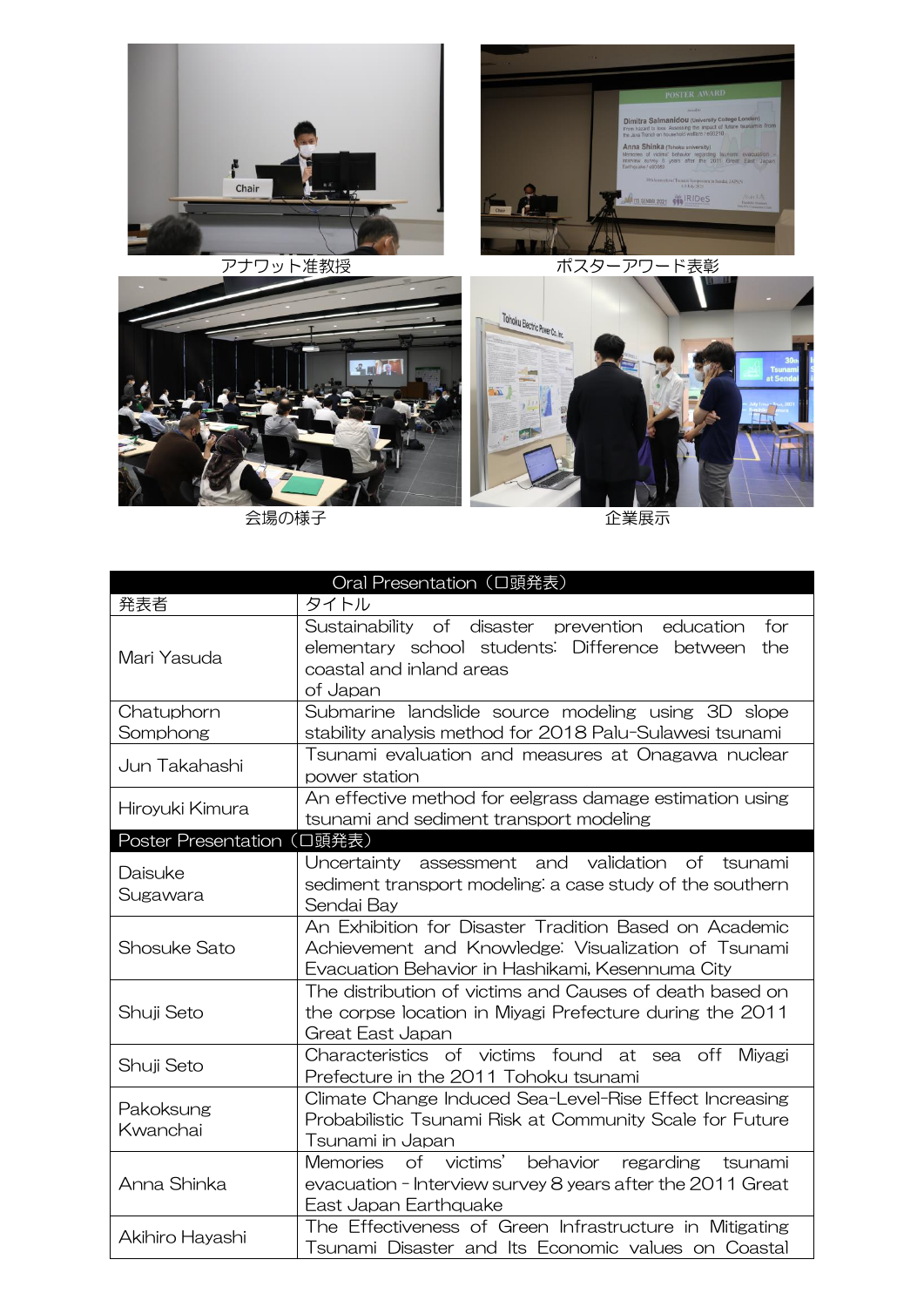アナワット准教授

ポスターアワード表彰

会場の様子

企業展示

| Oral Presentation（口頭発表） | |
|---|---|
| 発表者 | タイトル |
| Mari Yasuda | Sustainability of disaster prevention education for elementary school students: Difference between the coastal and inland areas of Japan |
| Chatuphorn Somphong | Submarine landslide source modeling using 3D slope stability analysis method for 2018 Palu-Sulawesi tsunami |
| Jun Takahashi | Tsunami evaluation and measures at Onagawa nuclear power station |
| Hiroyuki Kimura | An effective method for eelgrass damage estimation using tsunami and sediment transport modeling |
| **Poster Presentation（口頭発表）** | |
| Daisuke Sugawara | Uncertainty assessment and validation of tsunami sediment transport modeling: a case study of the southern Sendai Bay |
| Shosuke Sato | An Exhibition for Disaster Tradition Based on Academic Achievement and Knowledge: Visualization of Tsunami Evacuation Behavior in Hashikami, Kesennuma City |
| Shuji Seto | The distribution of victims and Causes of death based on the corpse location in Miyagi Prefecture during the 2011 Great East Japan |
| Shuji Seto | Characteristics of victims found at sea off Miyagi Prefecture in the 2011 Tohoku tsunami |
| Pakoksung Kwanchai | Climate Change Induced Sea-Level-Rise Effect Increasing Probabilistic Tsunami Risk at Community Scale for Future Tsunami in Japan |
| Anna Shinka | Memories of victims' behavior regarding tsunami evacuation - Interview survey 8 years after the 2011 Great East Japan Earthquake |
| Akihiro Hayashi | The Effectiveness of Green Infrastructure in Mitigating Tsunami Disaster and Its Economic values on Coastal |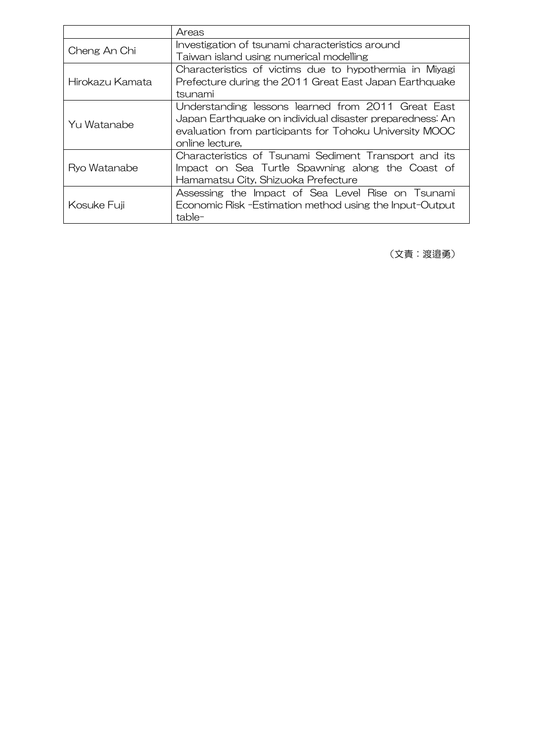| | Areas |
|---|---|
| Cheng An Chi | Investigation of tsunami characteristics around Taiwan island using numerical modelling |
| Hirokazu Kamata | Characteristics of victims due to hypothermia in Miyagi Prefecture during the 2011 Great East Japan Earthquake tsunami |
| Yu Watanabe | Understanding lessons learned from 2011 Great East Japan Earthquake on individual disaster preparedness: An evaluation from participants for Tohoku University MOOC online lecture, |
| Ryo Watanabe | Characteristics of Tsunami Sediment Transport and its Impact on Sea Turtle Spawning along the Coast of Hamamatsu City, Shizuoka Prefecture |
| Kosuke Fuji | Assessing the Impact of Sea Level Rise on Tsunami Economic Risk -Estimation method using the Input-Output table- |

（文責：渡邉勇）